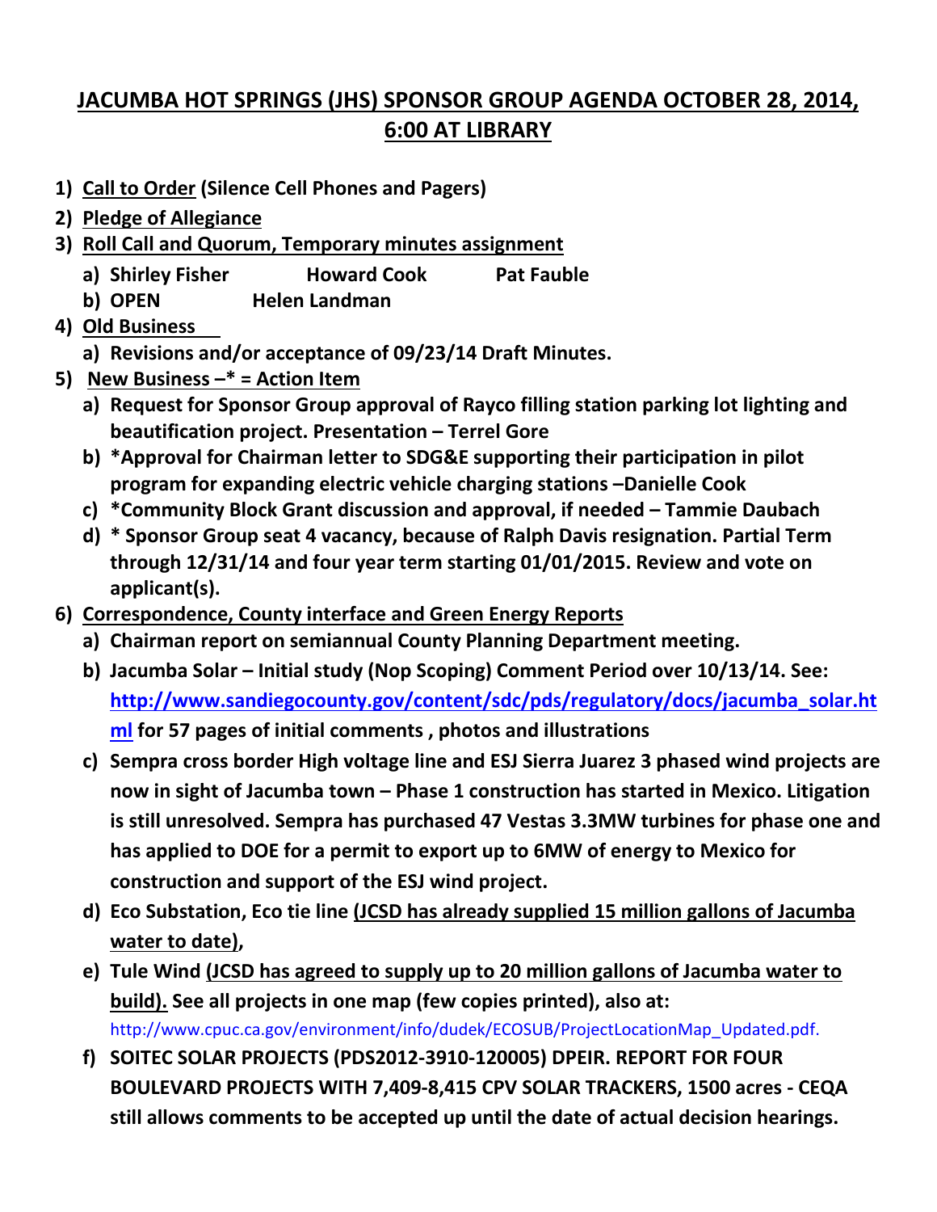# JACUMBA HOT SPRINGS (JHS) SPONSOR GROUP AGENDA OCTOBER 28, 2014, 6:00 AT LIBRARY

1) **Call to Order (Silence Cell Phones and Pagers)**
2) **Pledge of Allegiance**
3) **Roll Call and Quorum, Temporary minutes assignment**
   a) **Shirley Fisher Howard Cook Pat Fauble**
   b) **OPEN Helen Landman**
4) **Old Business**
   a) **Revisions and/or acceptance of 09/23/14 Draft Minutes.**
5) **New Business –* = Action Item**
   a) **Request for Sponsor Group approval of Rayco filling station parking lot lighting and beautification project. Presentation – Terrel Gore**
   b) ***Approval for Chairman letter to SDG&E supporting their participation in pilot program for expanding electric vehicle charging stations –Danielle Cook**
   c) ***Community Block Grant discussion and approval, if needed – Tammie Daubach**
   d) *** Sponsor Group seat 4 vacancy, because of Ralph Davis resignation. Partial Term through 12/31/14 and four year term starting 01/01/2015. Review and vote on applicant(s).**
6) **Correspondence, County interface and Green Energy Reports**
   a) **Chairman report on semiannual County Planning Department meeting.**
   b) **Jacumba Solar – Initial study (Nop Scoping) Comment Period over 10/13/14. See: http://www.sandiegocounty.gov/content/sdc/pds/regulatory/docs/jacumba_solar.html for 57 pages of initial comments , photos and illustrations**
   c) **Sempra cross border High voltage line and ESJ Sierra Juarez 3 phased wind projects are now in sight of Jacumba town – Phase 1 construction has started in Mexico. Litigation is still unresolved. Sempra has purchased 47 Vestas 3.3MW turbines for phase one and has applied to DOE for a permit to export up to 6MW of energy to Mexico for construction and support of the ESJ wind project.**
   d) **Eco Substation, Eco tie line (JCSD has already supplied 15 million gallons of Jacumba water to date),**
   e) **Tule Wind (JCSD has agreed to supply up to 20 million gallons of Jacumba water to build). See all projects in one map (few copies printed), also at:** http://www.cpuc.ca.gov/environment/info/dudek/ECOSUB/ProjectLocationMap_Updated.pdf.
   f) **SOITEC SOLAR PROJECTS (PDS2012-3910-120005) DPEIR. REPORT FOR FOUR BOULEVARD PROJECTS WITH 7,409-8,415 CPV SOLAR TRACKERS, 1500 acres - CEQA still allows comments to be accepted up until the date of actual decision hearings.**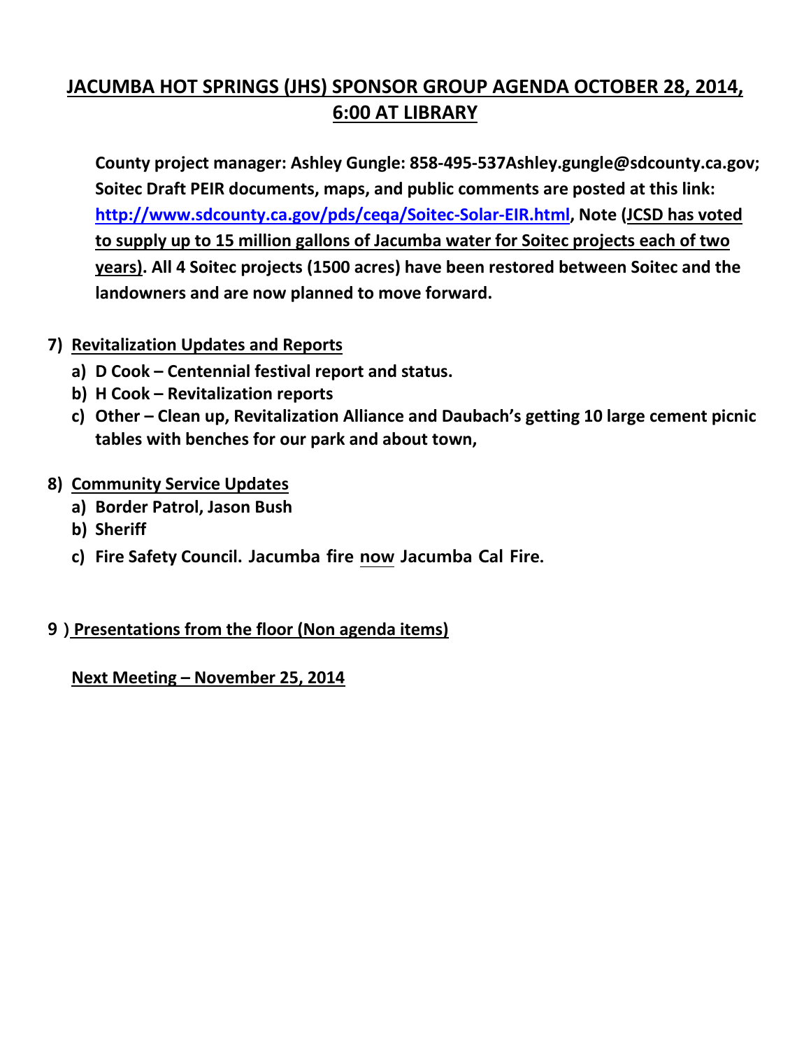## JACUMBA HOT SPRINGS (JHS) SPONSOR GROUP AGENDA OCTOBER 28, 2014, 6:00 AT LIBRARY

**County project manager: Ashley Gungle: 858-495-537Ashley.gungle@sdcounty.ca.gov; Soitec Draft PEIR documents, maps, and public comments are posted at this link: http://www.sdcounty.ca.gov/pds/ceqa/Soitec-Solar-EIR.html, Note (JCSD has voted to supply up to 15 million gallons of Jacumba water for Soitec projects each of two years). All 4 Soitec projects (1500 acres) have been restored between Soitec and the landowners and are now planned to move forward.**

7) **Revitalization Updates and Reports**
   a) **D Cook – Centennial festival report and status.**
   b) **H Cook – Revitalization reports**
   c) **Other – Clean up, Revitalization Alliance and Daubach's getting 10 large cement picnic tables with benches for our park and about town,**

8) **Community Service Updates**
   a) **Border Patrol, Jason Bush**
   b) **Sheriff**
   c) **Fire Safety Council. Jacumba fire now Jacumba Cal Fire.**

9 ) **Presentations from the floor (Non agenda items)**

**Next Meeting – November 25, 2014**